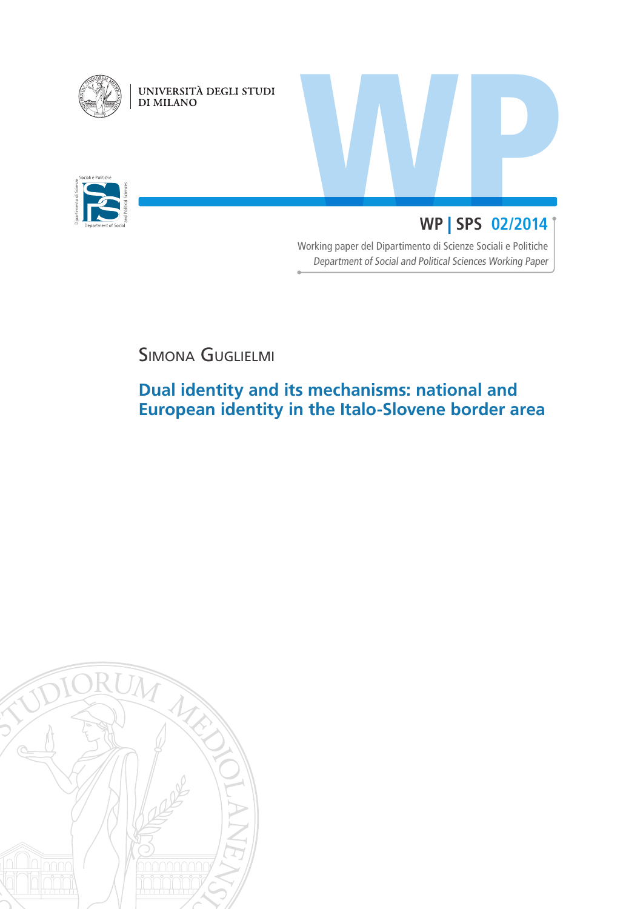UNIVERSITÀ DEGLI STUDI DI MILANO

WP

**WP | SPS 02/2014**

Working paper del Dipartimento di Scienze Sociali e Politiche

*Department of Social and Political Sciences Working Paper*

Simona Guglielmi

# Dual identity and its mechanisms: national and European identity in the Italo-Slovene border area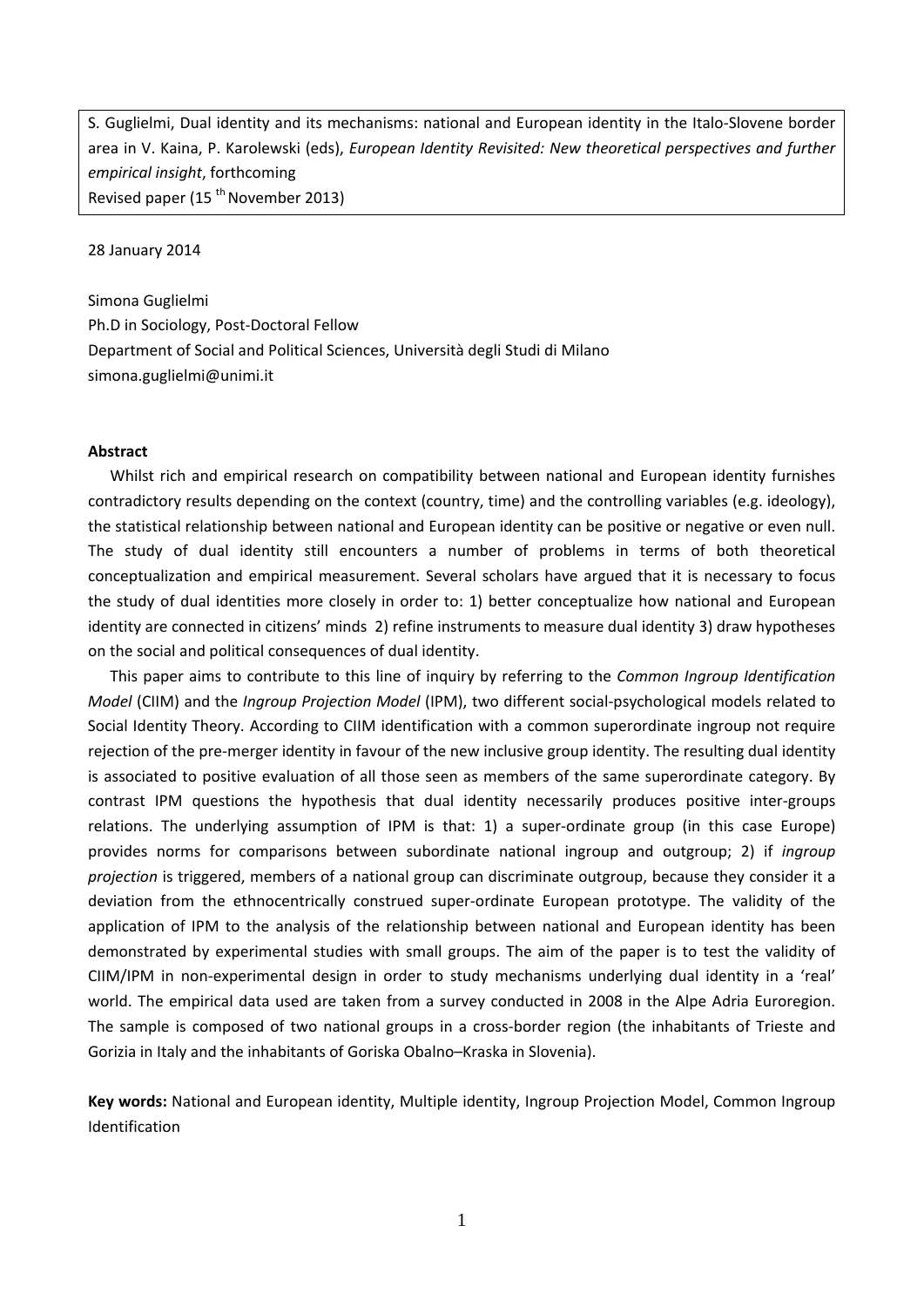S. Guglielmi, Dual identity and its mechanisms: national and European identity in the Italo-Slovene border area in V. Kaina, P. Karolewski (eds), *European Identity Revisited: New theoretical perspectives and further empirical insight*, forthcoming
Revised paper (15 [th] November 2013)

28 January 2014

Simona Guglielmi
Ph.D in Sociology, Post-Doctoral Fellow
Department of Social and Political Sciences, Università degli Studi di Milano
simona.guglielmi@unimi.it

**Abstract**

Whilst rich and empirical research on compatibility between national and European identity furnishes contradictory results depending on the context (country, time) and the controlling variables (e.g. ideology), the statistical relationship between national and European identity can be positive or negative or even null. The study of dual identity still encounters a number of problems in terms of both theoretical conceptualization and empirical measurement. Several scholars have argued that it is necessary to focus the study of dual identities more closely in order to: 1) better conceptualize how national and European identity are connected in citizens' minds 2) refine instruments to measure dual identity 3) draw hypotheses on the social and political consequences of dual identity.

This paper aims to contribute to this line of inquiry by referring to the *Common Ingroup Identification Model* (CIIM) and the *Ingroup Projection Model* (IPM), two different social-psychological models related to Social Identity Theory. According to CIIM identification with a common superordinate ingroup not require rejection of the pre-merger identity in favour of the new inclusive group identity. The resulting dual identity is associated to positive evaluation of all those seen as members of the same superordinate category. By contrast IPM questions the hypothesis that dual identity necessarily produces positive inter-groups relations. The underlying assumption of IPM is that: 1) a super-ordinate group (in this case Europe) provides norms for comparisons between subordinate national ingroup and outgroup; 2) if *ingroup projection* is triggered, members of a national group can discriminate outgroup, because they consider it a deviation from the ethnocentrically construed super-ordinate European prototype. The validity of the application of IPM to the analysis of the relationship between national and European identity has been demonstrated by experimental studies with small groups. The aim of the paper is to test the validity of CIIM/IPM in non-experimental design in order to study mechanisms underlying dual identity in a 'real' world. The empirical data used are taken from a survey conducted in 2008 in the Alpe Adria Euroregion. The sample is composed of two national groups in a cross-border region (the inhabitants of Trieste and Gorizia in Italy and the inhabitants of Goriska Obalno–Kraska in Slovenia).

**Key words:** National and European identity, Multiple identity, Ingroup Projection Model, Common Ingroup Identification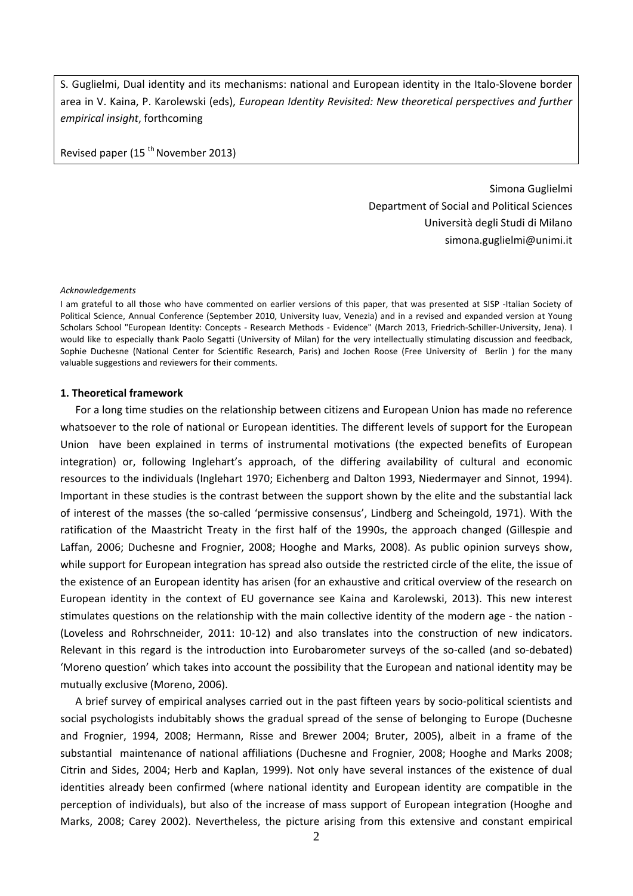S. Guglielmi, Dual identity and its mechanisms: national and European identity in the Italo-Slovene border area in V. Kaina, P. Karolewski (eds), *European Identity Revisited: New theoretical perspectives and further empirical insight*, forthcoming

Revised paper (15 [th] November 2013)

Simona Guglielmi
Department of Social and Political Sciences
Università degli Studi di Milano
simona.guglielmi@unimi.it

*Acknowledgements*

I am grateful to all those who have commented on earlier versions of this paper, that was presented at SISP -Italian Society of Political Science, Annual Conference (September 2010, University Iuav, Venezia) and in a revised and expanded version at Young Scholars School "European Identity: Concepts - Research Methods - Evidence" (March 2013, Friedrich-Schiller-University, Jena). I would like to especially thank Paolo Segatti (University of Milan) for the very intellectually stimulating discussion and feedback, Sophie Duchesne (National Center for Scientific Research, Paris) and Jochen Roose (Free University of Berlin ) for the many valuable suggestions and reviewers for their comments.

**1. Theoretical framework**

For a long time studies on the relationship between citizens and European Union has made no reference whatsoever to the role of national or European identities. The different levels of support for the European Union have been explained in terms of instrumental motivations (the expected benefits of European integration) or, following Inglehart's approach, of the differing availability of cultural and economic resources to the individuals (Inglehart 1970; Eichenberg and Dalton 1993, Niedermayer and Sinnot, 1994). Important in these studies is the contrast between the support shown by the elite and the substantial lack of interest of the masses (the so-called 'permissive consensus', Lindberg and Scheingold, 1971). With the ratification of the Maastricht Treaty in the first half of the 1990s, the approach changed (Gillespie and Laffan, 2006; Duchesne and Frognier, 2008; Hooghe and Marks, 2008). As public opinion surveys show, while support for European integration has spread also outside the restricted circle of the elite, the issue of the existence of an European identity has arisen (for an exhaustive and critical overview of the research on European identity in the context of EU governance see Kaina and Karolewski, 2013). This new interest stimulates questions on the relationship with the main collective identity of the modern age - the nation - (Loveless and Rohrschneider, 2011: 10-12) and also translates into the construction of new indicators. Relevant in this regard is the introduction into Eurobarometer surveys of the so-called (and so-debated) 'Moreno question' which takes into account the possibility that the European and national identity may be mutually exclusive (Moreno, 2006).

A brief survey of empirical analyses carried out in the past fifteen years by socio-political scientists and social psychologists indubitably shows the gradual spread of the sense of belonging to Europe (Duchesne and Frognier, 1994, 2008; Hermann, Risse and Brewer 2004; Bruter, 2005), albeit in a frame of the substantial maintenance of national affiliations (Duchesne and Frognier, 2008; Hooghe and Marks 2008; Citrin and Sides, 2004; Herb and Kaplan, 1999). Not only have several instances of the existence of dual identities already been confirmed (where national identity and European identity are compatible in the perception of individuals), but also of the increase of mass support of European integration (Hooghe and Marks, 2008; Carey 2002). Nevertheless, the picture arising from this extensive and constant empirical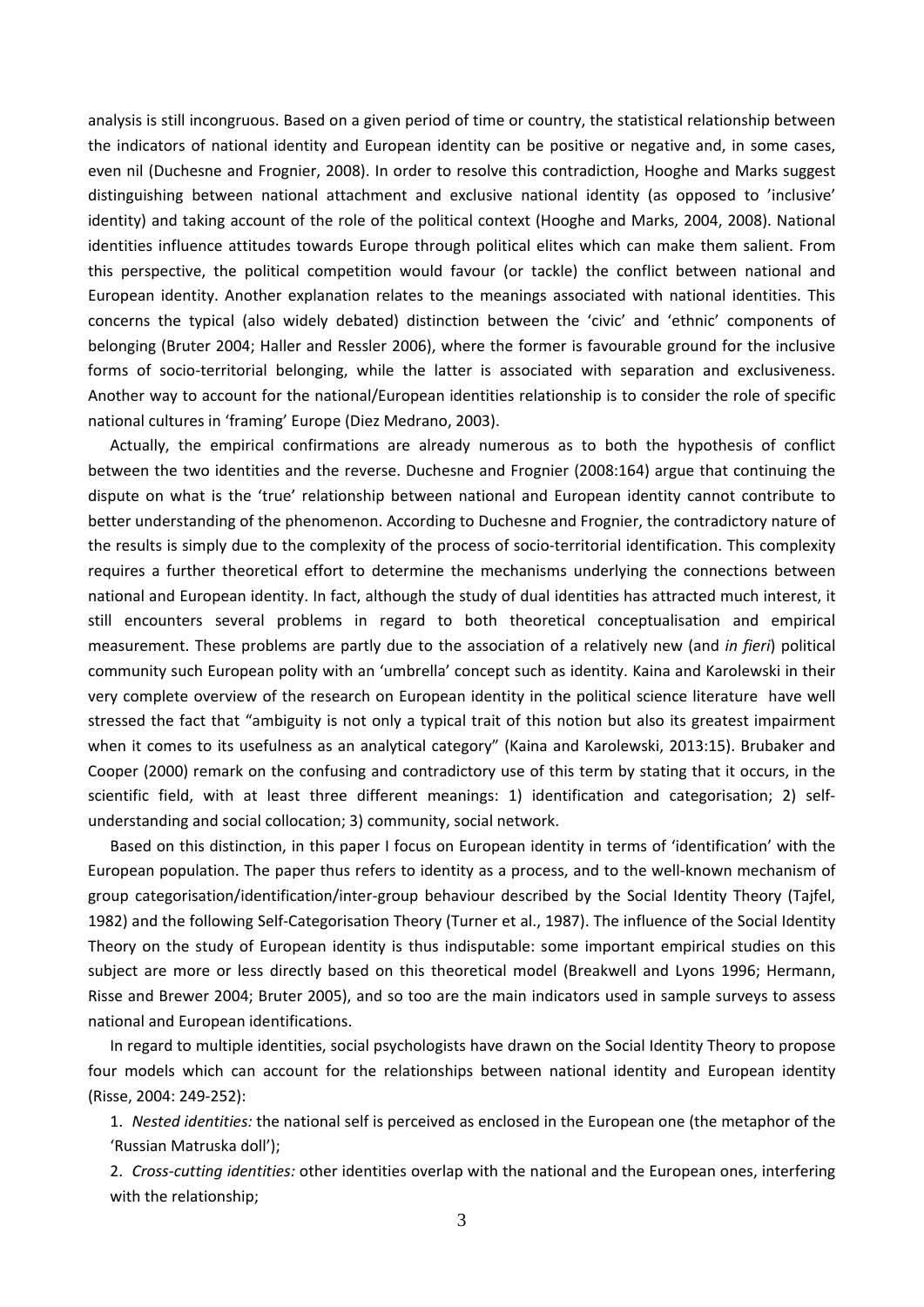analysis is still incongruous. Based on a given period of time or country, the statistical relationship between the indicators of national identity and European identity can be positive or negative and, in some cases, even nil (Duchesne and Frognier, 2008). In order to resolve this contradiction, Hooghe and Marks suggest distinguishing between national attachment and exclusive national identity (as opposed to 'inclusive' identity) and taking account of the role of the political context (Hooghe and Marks, 2004, 2008). National identities influence attitudes towards Europe through political elites which can make them salient. From this perspective, the political competition would favour (or tackle) the conflict between national and European identity. Another explanation relates to the meanings associated with national identities. This concerns the typical (also widely debated) distinction between the 'civic' and 'ethnic' components of belonging (Bruter 2004; Haller and Ressler 2006), where the former is favourable ground for the inclusive forms of socio-territorial belonging, while the latter is associated with separation and exclusiveness. Another way to account for the national/European identities relationship is to consider the role of specific national cultures in 'framing' Europe (Diez Medrano, 2003).

Actually, the empirical confirmations are already numerous as to both the hypothesis of conflict between the two identities and the reverse. Duchesne and Frognier (2008:164) argue that continuing the dispute on what is the 'true' relationship between national and European identity cannot contribute to better understanding of the phenomenon. According to Duchesne and Frognier, the contradictory nature of the results is simply due to the complexity of the process of socio-territorial identification. This complexity requires a further theoretical effort to determine the mechanisms underlying the connections between national and European identity. In fact, although the study of dual identities has attracted much interest, it still encounters several problems in regard to both theoretical conceptualisation and empirical measurement. These problems are partly due to the association of a relatively new (and *in fieri*) political community such European polity with an 'umbrella' concept such as identity. Kaina and Karolewski in their very complete overview of the research on European identity in the political science literature have well stressed the fact that "ambiguity is not only a typical trait of this notion but also its greatest impairment when it comes to its usefulness as an analytical category" (Kaina and Karolewski, 2013:15). Brubaker and Cooper (2000) remark on the confusing and contradictory use of this term by stating that it occurs, in the scientific field, with at least three different meanings: 1) identification and categorisation; 2) self-understanding and social collocation; 3) community, social network.

Based on this distinction, in this paper I focus on European identity in terms of 'identification' with the European population. The paper thus refers to identity as a process, and to the well-known mechanism of group categorisation/identification/inter-group behaviour described by the Social Identity Theory (Tajfel, 1982) and the following Self-Categorisation Theory (Turner et al., 1987). The influence of the Social Identity Theory on the study of European identity is thus indisputable: some important empirical studies on this subject are more or less directly based on this theoretical model (Breakwell and Lyons 1996; Hermann, Risse and Brewer 2004; Bruter 2005), and so too are the main indicators used in sample surveys to assess national and European identifications.

In regard to multiple identities, social psychologists have drawn on the Social Identity Theory to propose four models which can account for the relationships between national identity and European identity (Risse, 2004: 249-252):

1. *Nested identities:* the national self is perceived as enclosed in the European one (the metaphor of the 'Russian Matruska doll');
2. *Cross-cutting identities:* other identities overlap with the national and the European ones, interfering with the relationship;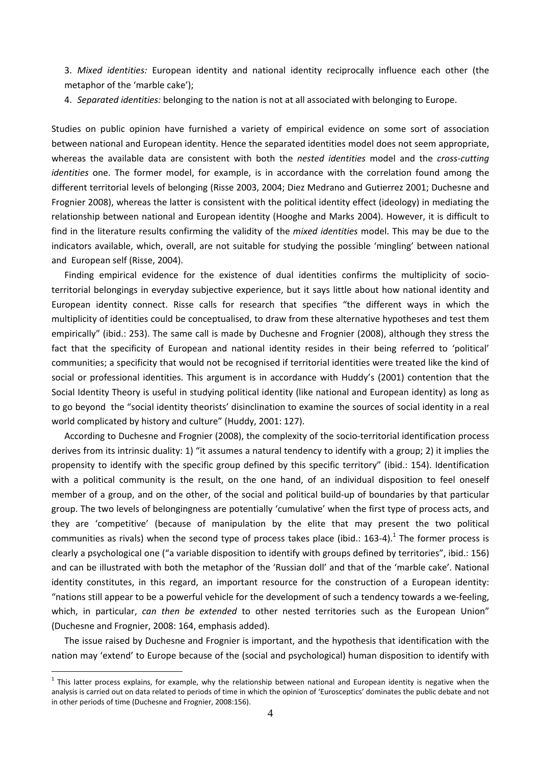3. *Mixed identities:* European identity and national identity reciprocally influence each other (the metaphor of the 'marble cake');

4. *Separated identities:* belonging to the nation is not at all associated with belonging to Europe.

Studies on public opinion have furnished a variety of empirical evidence on some sort of association between national and European identity. Hence the separated identities model does not seem appropriate, whereas the available data are consistent with both the *nested identities* model and the *cross-cutting identities* one. The former model, for example, is in accordance with the correlation found among the different territorial levels of belonging (Risse 2003, 2004; Diez Medrano and Gutierrez 2001; Duchesne and Frognier 2008), whereas the latter is consistent with the political identity effect (ideology) in mediating the relationship between national and European identity (Hooghe and Marks 2004). However, it is difficult to find in the literature results confirming the validity of the *mixed identities* model. This may be due to the indicators available, which, overall, are not suitable for studying the possible 'mingling' between national and European self (Risse, 2004).

Finding empirical evidence for the existence of dual identities confirms the multiplicity of socio-territorial belongings in everyday subjective experience, but it says little about how national identity and European identity connect. Risse calls for research that specifies "the different ways in which the multiplicity of identities could be conceptualised, to draw from these alternative hypotheses and test them empirically" (ibid.: 253). The same call is made by Duchesne and Frognier (2008), although they stress the fact that the specificity of European and national identity resides in their being referred to 'political' communities; a specificity that would not be recognised if territorial identities were treated like the kind of social or professional identities. This argument is in accordance with Huddy's (2001) contention that the Social Identity Theory is useful in studying political identity (like national and European identity) as long as to go beyond the "social identity theorists' disinclination to examine the sources of social identity in a real world complicated by history and culture" (Huddy, 2001: 127).

According to Duchesne and Frognier (2008), the complexity of the socio-territorial identification process derives from its intrinsic duality: 1) "it assumes a natural tendency to identify with a group; 2) it implies the propensity to identify with the specific group defined by this specific territory" (ibid.: 154). Identification with a political community is the result, on the one hand, of an individual disposition to feel oneself member of a group, and on the other, of the social and political build-up of boundaries by that particular group. The two levels of belongingness are potentially 'cumulative' when the first type of process acts, and they are 'competitive' (because of manipulation by the elite that may present the two political communities as rivals) when the second type of process takes place (ibid.: 163-4).[1] The former process is clearly a psychological one ("a variable disposition to identify with groups defined by territories", ibid.: 156) and can be illustrated with both the metaphor of the 'Russian doll' and that of the 'marble cake'. National identity constitutes, in this regard, an important resource for the construction of a European identity: "nations still appear to be a powerful vehicle for the development of such a tendency towards a we-feeling, which, in particular, *can then be extended* to other nested territories such as the European Union" (Duchesne and Frognier, 2008: 164, emphasis added).

The issue raised by Duchesne and Frognier is important, and the hypothesis that identification with the nation may 'extend' to Europe because of the (social and psychological) human disposition to identify with

[1] This latter process explains, for example, why the relationship between national and European identity is negative when the analysis is carried out on data related to periods of time in which the opinion of 'Eurosceptics' dominates the public debate and not in other periods of time (Duchesne and Frognier, 2008:156).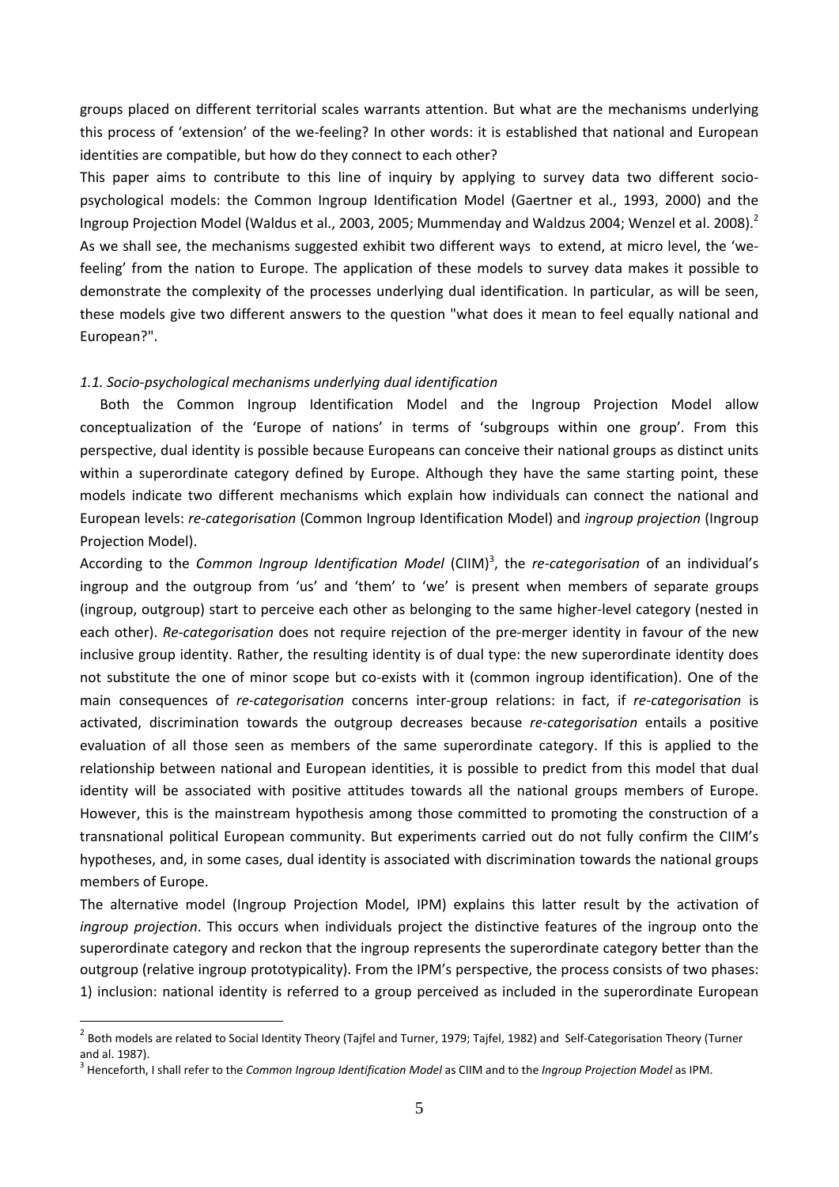groups placed on different territorial scales warrants attention. But what are the mechanisms underlying this process of 'extension' of the we-feeling? In other words: it is established that national and European identities are compatible, but how do they connect to each other?

This paper aims to contribute to this line of inquiry by applying to survey data two different socio-psychological models: the Common Ingroup Identification Model (Gaertner et al., 1993, 2000) and the Ingroup Projection Model (Waldus et al., 2003, 2005; Mummenday and Waldzus 2004; Wenzel et al. 2008).[2] As we shall see, the mechanisms suggested exhibit two different ways to extend, at micro level, the 'we-feeling' from the nation to Europe. The application of these models to survey data makes it possible to demonstrate the complexity of the processes underlying dual identification. In particular, as will be seen, these models give two different answers to the question "what does it mean to feel equally national and European?".

*1.1. Socio-psychological mechanisms underlying dual identification*

Both the Common Ingroup Identification Model and the Ingroup Projection Model allow conceptualization of the 'Europe of nations' in terms of 'subgroups within one group'. From this perspective, dual identity is possible because Europeans can conceive their national groups as distinct units within a superordinate category defined by Europe. Although they have the same starting point, these models indicate two different mechanisms which explain how individuals can connect the national and European levels: *re-categorisation* (Common Ingroup Identification Model) and *ingroup projection* (Ingroup Projection Model).

According to the *Common Ingroup Identification Model* (CIIM)[3], the *re-categorisation* of an individual's ingroup and the outgroup from 'us' and 'them' to 'we' is present when members of separate groups (ingroup, outgroup) start to perceive each other as belonging to the same higher-level category (nested in each other). *Re-categorisation* does not require rejection of the pre-merger identity in favour of the new inclusive group identity. Rather, the resulting identity is of dual type: the new superordinate identity does not substitute the one of minor scope but co-exists with it (common ingroup identification). One of the main consequences of *re-categorisation* concerns inter-group relations: in fact, if *re-categorisation* is activated, discrimination towards the outgroup decreases because *re-categorisation* entails a positive evaluation of all those seen as members of the same superordinate category. If this is applied to the relationship between national and European identities, it is possible to predict from this model that dual identity will be associated with positive attitudes towards all the national groups members of Europe. However, this is the mainstream hypothesis among those committed to promoting the construction of a transnational political European community. But experiments carried out do not fully confirm the CIIM's hypotheses, and, in some cases, dual identity is associated with discrimination towards the national groups members of Europe.

The alternative model (Ingroup Projection Model, IPM) explains this latter result by the activation of *ingroup projection*. This occurs when individuals project the distinctive features of the ingroup onto the superordinate category and reckon that the ingroup represents the superordinate category better than the outgroup (relative ingroup prototypicality). From the IPM's perspective, the process consists of two phases: 1) inclusion: national identity is referred to a group perceived as included in the superordinate European

---

[2] Both models are related to Social Identity Theory (Tajfel and Turner, 1979; Tajfel, 1982) and Self-Categorisation Theory (Turner and al. 1987).

[3] Henceforth, I shall refer to the *Common Ingroup Identification Model* as CIIM and to the *Ingroup Projection Model* as IPM.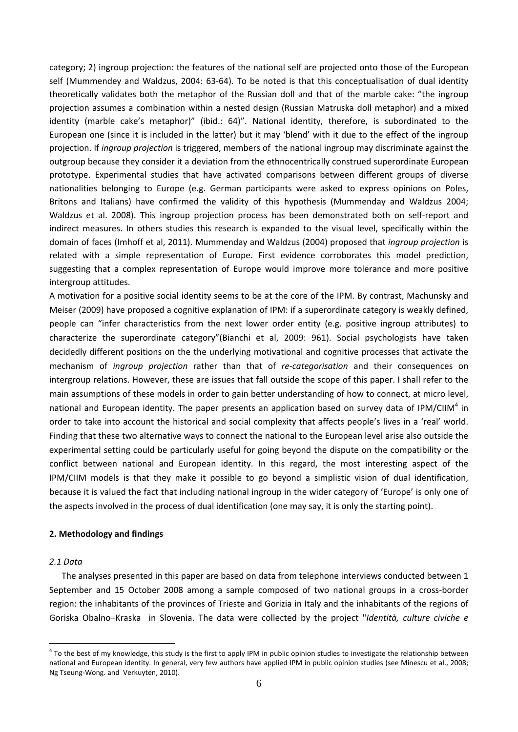category; 2) ingroup projection: the features of the national self are projected onto those of the European self (Mummendey and Waldzus, 2004: 63-64). To be noted is that this conceptualisation of dual identity theoretically validates both the metaphor of the Russian doll and that of the marble cake: "the ingroup projection assumes a combination within a nested design (Russian Matruska doll metaphor) and a mixed identity (marble cake's metaphor)" (ibid.: 64)". National identity, therefore, is subordinated to the European one (since it is included in the latter) but it may 'blend' with it due to the effect of the ingroup projection. If *ingroup projection* is triggered, members of the national ingroup may discriminate against the outgroup because they consider it a deviation from the ethnocentrically construed superordinate European prototype. Experimental studies that have activated comparisons between different groups of diverse nationalities belonging to Europe (e.g. German participants were asked to express opinions on Poles, Britons and Italians) have confirmed the validity of this hypothesis (Mummenday and Waldzus 2004; Waldzus et al. 2008). This ingroup projection process has been demonstrated both on self-report and indirect measures. In others studies this research is expanded to the visual level, specifically within the domain of faces (Imhoff et al, 2011). Mummenday and Waldzus (2004) proposed that *ingroup projection* is related with a simple representation of Europe. First evidence corroborates this model prediction, suggesting that a complex representation of Europe would improve more tolerance and more positive intergroup attitudes.

A motivation for a positive social identity seems to be at the core of the IPM. By contrast, Machunsky and Meiser (2009) have proposed a cognitive explanation of IPM: if a superordinate category is weakly defined, people can "infer characteristics from the next lower order entity (e.g. positive ingroup attributes) to characterize the superordinate category"(Bianchi et al, 2009: 961). Social psychologists have taken decidedly different positions on the the underlying motivational and cognitive processes that activate the mechanism of *ingroup projection* rather than that of *re-categorisation* and their consequences on intergroup relations. However, these are issues that fall outside the scope of this paper. I shall refer to the main assumptions of these models in order to gain better understanding of how to connect, at micro level, national and European identity. The paper presents an application based on survey data of IPM/CIIM[4] in order to take into account the historical and social complexity that affects people's lives in a 'real' world. Finding that these two alternative ways to connect the national to the European level arise also outside the experimental setting could be particularly useful for going beyond the dispute on the compatibility or the conflict between national and European identity. In this regard, the most interesting aspect of the IPM/CIIM models is that they make it possible to go beyond a simplistic vision of dual identification, because it is valued the fact that including national ingroup in the wider category of 'Europe' is only one of the aspects involved in the process of dual identification (one may say, it is only the starting point).

## 2. Methodology and findings

### *2.1 Data*

The analyses presented in this paper are based on data from telephone interviews conducted between 1 September and 15 October 2008 among a sample composed of two national groups in a cross-border region: the inhabitants of the provinces of Trieste and Gorizia in Italy and the inhabitants of the regions of Goriska Obalno–Kraska in Slovenia. The data were collected by the project "*Identità, culture civiche e*

[4] To the best of my knowledge, this study is the first to apply IPM in public opinion studies to investigate the relationship between national and European identity. In general, very few authors have applied IPM in public opinion studies (see Minescu et al., 2008; Ng Tseung-Wong. and Verkuyten, 2010).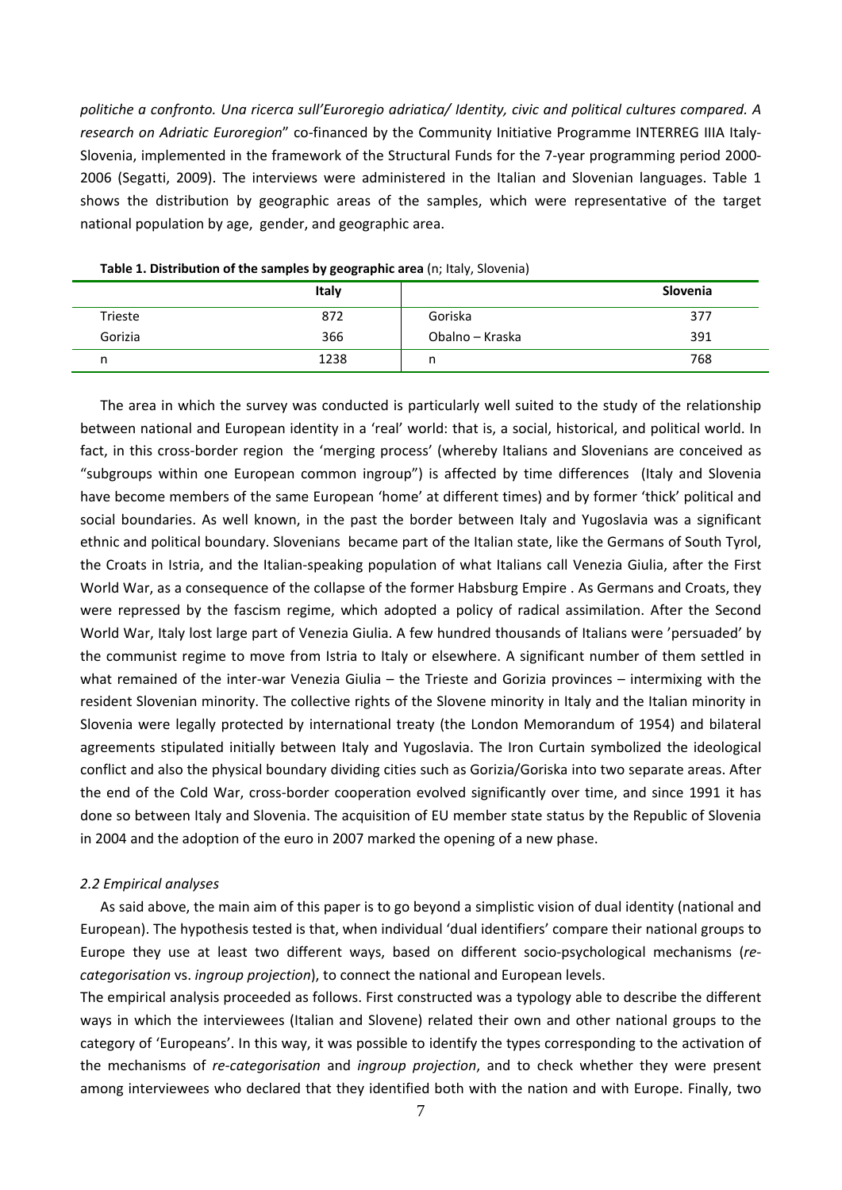*politiche a confronto. Una ricerca sull'Euroregio adriatica/ Identity, civic and political cultures compared. A research on Adriatic Euroregion*" co-financed by the Community Initiative Programme INTERREG IIIA Italy-Slovenia, implemented in the framework of the Structural Funds for the 7-year programming period 2000-2006 (Segatti, 2009). The interviews were administered in the Italian and Slovenian languages. Table 1 shows the distribution by geographic areas of the samples, which were representative of the target national population by age, gender, and geographic area.

**Table 1. Distribution of the samples by geographic area** (n; Italy, Slovenia)

| | Italy | | Slovenia |
|---|---|---|---|
| Trieste | 872 | Goriska | 377 |
| Gorizia | 366 | Obalno – Kraska | 391 |
| n | 1238 | n | 768 |

The area in which the survey was conducted is particularly well suited to the study of the relationship between national and European identity in a 'real' world: that is, a social, historical, and political world. In fact, in this cross-border region the 'merging process' (whereby Italians and Slovenians are conceived as "subgroups within one European common ingroup") is affected by time differences (Italy and Slovenia have become members of the same European 'home' at different times) and by former 'thick' political and social boundaries. As well known, in the past the border between Italy and Yugoslavia was a significant ethnic and political boundary. Slovenians became part of the Italian state, like the Germans of South Tyrol, the Croats in Istria, and the Italian-speaking population of what Italians call Venezia Giulia, after the First World War, as a consequence of the collapse of the former Habsburg Empire . As Germans and Croats, they were repressed by the fascism regime, which adopted a policy of radical assimilation. After the Second World War, Italy lost large part of Venezia Giulia. A few hundred thousands of Italians were 'persuaded' by the communist regime to move from Istria to Italy or elsewhere. A significant number of them settled in what remained of the inter-war Venezia Giulia – the Trieste and Gorizia provinces – intermixing with the resident Slovenian minority. The collective rights of the Slovene minority in Italy and the Italian minority in Slovenia were legally protected by international treaty (the London Memorandum of 1954) and bilateral agreements stipulated initially between Italy and Yugoslavia. The Iron Curtain symbolized the ideological conflict and also the physical boundary dividing cities such as Gorizia/Goriska into two separate areas. After the end of the Cold War, cross-border cooperation evolved significantly over time, and since 1991 it has done so between Italy and Slovenia. The acquisition of EU member state status by the Republic of Slovenia in 2004 and the adoption of the euro in 2007 marked the opening of a new phase.

### *2.2 Empirical analyses*

As said above, the main aim of this paper is to go beyond a simplistic vision of dual identity (national and European). The hypothesis tested is that, when individual 'dual identifiers' compare their national groups to Europe they use at least two different ways, based on different socio-psychological mechanisms (*re-categorisation* vs. *ingroup projection*), to connect the national and European levels.

The empirical analysis proceeded as follows. First constructed was a typology able to describe the different ways in which the interviewees (Italian and Slovene) related their own and other national groups to the category of 'Europeans'. In this way, it was possible to identify the types corresponding to the activation of the mechanisms of *re-categorisation* and *ingroup projection*, and to check whether they were present among interviewees who declared that they identified both with the nation and with Europe. Finally, two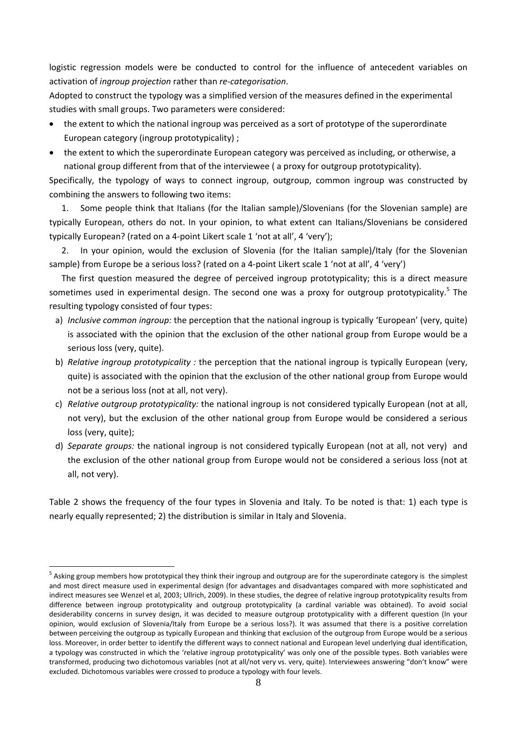logistic regression models were be conducted to control for the influence of antecedent variables on activation of *ingroup projection* rather than *re-categorisation*.

Adopted to construct the typology was a simplified version of the measures defined in the experimental studies with small groups. Two parameters were considered:

- the extent to which the national ingroup was perceived as a sort of prototype of the superordinate European category (ingroup prototypicality) ;
- the extent to which the superordinate European category was perceived as including, or otherwise, a national group different from that of the interviewee ( a proxy for outgroup prototypicality).

Specifically, the typology of ways to connect ingroup, outgroup, common ingroup was constructed by combining the answers to following two items:

1. Some people think that Italians (for the Italian sample)/Slovenians (for the Slovenian sample) are typically European, others do not. In your opinion, to what extent can Italians/Slovenians be considered typically European? (rated on a 4-point Likert scale 1 'not at all', 4 'very');

2. In your opinion, would the exclusion of Slovenia (for the Italian sample)/Italy (for the Slovenian sample) from Europe be a serious loss? (rated on a 4-point Likert scale 1 'not at all', 4 'very')

The first question measured the degree of perceived ingroup prototypicality; this is a direct measure sometimes used in experimental design. The second one was a proxy for outgroup prototypicality.[5] The resulting typology consisted of four types:

a) *Inclusive common ingroup:* the perception that the national ingroup is typically 'European' (very, quite) is associated with the opinion that the exclusion of the other national group from Europe would be a serious loss (very, quite).

b) *Relative ingroup prototypicality :* the perception that the national ingroup is typically European (very, quite) is associated with the opinion that the exclusion of the other national group from Europe would not be a serious loss (not at all, not very).

c) *Relative outgroup prototypicality:* the national ingroup is not considered typically European (not at all, not very), but the exclusion of the other national group from Europe would be considered a serious loss (very, quite);

d) *Separate groups:* the national ingroup is not considered typically European (not at all, not very) and the exclusion of the other national group from Europe would not be considered a serious loss (not at all, not very).

Table 2 shows the frequency of the four types in Slovenia and Italy. To be noted is that: 1) each type is nearly equally represented; 2) the distribution is similar in Italy and Slovenia.

---

[5] Asking group members how prototypical they think their ingroup and outgroup are for the superordinate category is the simplest and most direct measure used in experimental design (for advantages and disadvantages compared with more sophisticated and indirect measures see Wenzel et al, 2003; Ullrich, 2009). In these studies, the degree of relative ingroup prototypicality results from difference between ingroup prototypicality and outgroup prototypicality (a cardinal variable was obtained). To avoid social desiderability concerns in survey design, it was decided to measure outgroup prototypicality with a different question (In your opinion, would exclusion of Slovenia/Italy from Europe be a serious loss?). It was assumed that there is a positive correlation between perceiving the outgroup as typically European and thinking that exclusion of the outgroup from Europe would be a serious loss. Moreover, in order better to identify the different ways to connect national and European level underlying dual identification, a typology was constructed in which the 'relative ingroup prototypicality' was only one of the possible types. Both variables were transformed, producing two dichotomous variables (not at all/not very vs. very, quite). Interviewees answering "don't know" were excluded. Dichotomous variables were crossed to produce a typology with four levels.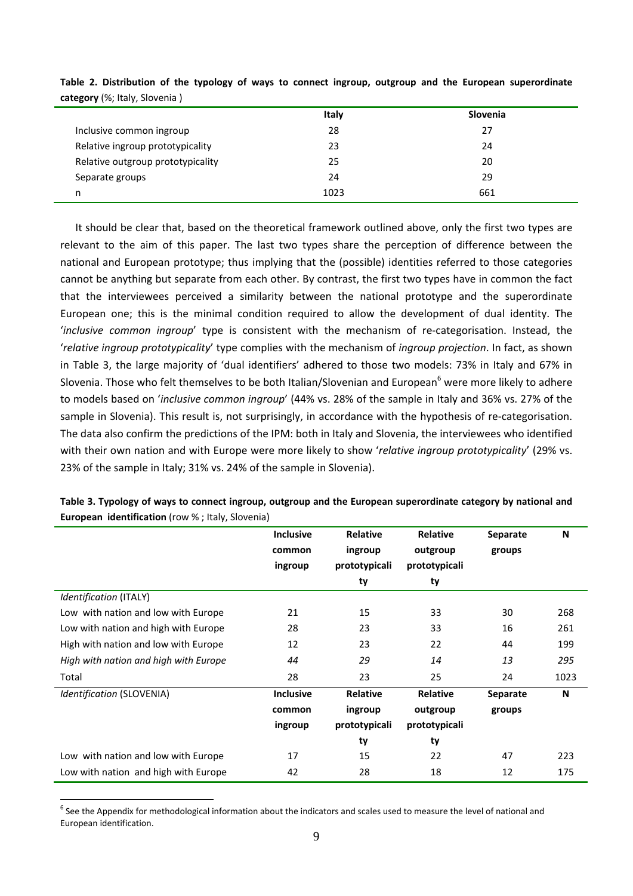**Table 2. Distribution of the typology of ways to connect ingroup, outgroup and the European superordinate category** (%; Italy, Slovenia )

| | Italy | Slovenia |
|---|---|---|
| Inclusive common ingroup | 28 | 27 |
| Relative ingroup prototypicality | 23 | 24 |
| Relative outgroup prototypicality | 25 | 20 |
| Separate groups | 24 | 29 |
| n | 1023 | 661 |

It should be clear that, based on the theoretical framework outlined above, only the first two types are relevant to the aim of this paper. The last two types share the perception of difference between the national and European prototype; thus implying that the (possible) identities referred to those categories cannot be anything but separate from each other. By contrast, the first two types have in common the fact that the interviewees perceived a similarity between the national prototype and the superordinate European one; this is the minimal condition required to allow the development of dual identity. The '*inclusive common ingroup*' type is consistent with the mechanism of re-categorisation. Instead, the '*relative ingroup prototypicality*' type complies with the mechanism of *ingroup projection*. In fact, as shown in Table 3, the large majority of 'dual identifiers' adhered to those two models: 73% in Italy and 67% in Slovenia. Those who felt themselves to be both Italian/Slovenian and European[6] were more likely to adhere to models based on '*inclusive common ingroup*' (44% vs. 28% of the sample in Italy and 36% vs. 27% of the sample in Slovenia). This result is, not surprisingly, in accordance with the hypothesis of re-categorisation. The data also confirm the predictions of the IPM: both in Italy and Slovenia, the interviewees who identified with their own nation and with Europe were more likely to show '*relative ingroup prototypicality*' (29% vs. 23% of the sample in Italy; 31% vs. 24% of the sample in Slovenia).

**Table 3. Typology of ways to connect ingroup, outgroup and the European superordinate category by national and European identification** (row % ; Italy, Slovenia)

| | Inclusive common ingroup | Relative ingroup prototypicality | Relative outgroup prototypicality | Separate groups | N |
|---|---|---|---|---|---|
| *Identification* (ITALY) | | | | | |
| Low with nation and low with Europe | 21 | 15 | 33 | 30 | 268 |
| Low with nation and high with Europe | 28 | 23 | 33 | 16 | 261 |
| High with nation and low with Europe | 12 | 23 | 22 | 44 | 199 |
| *High with nation and high with Europe* | *44* | *29* | *14* | *13* | *295* |
| Total | 28 | 23 | 25 | 24 | 1023 |
| *Identification* (SLOVENIA) | **Inclusive common ingroup** | **Relative ingroup prototypicality** | **Relative outgroup prototypicality** | **Separate groups** | **N** |
| Low with nation and low with Europe | 17 | 15 | 22 | 47 | 223 |
| Low with nation and high with Europe | 42 | 28 | 18 | 12 | 175 |

[6] See the Appendix for methodological information about the indicators and scales used to measure the level of national and European identification.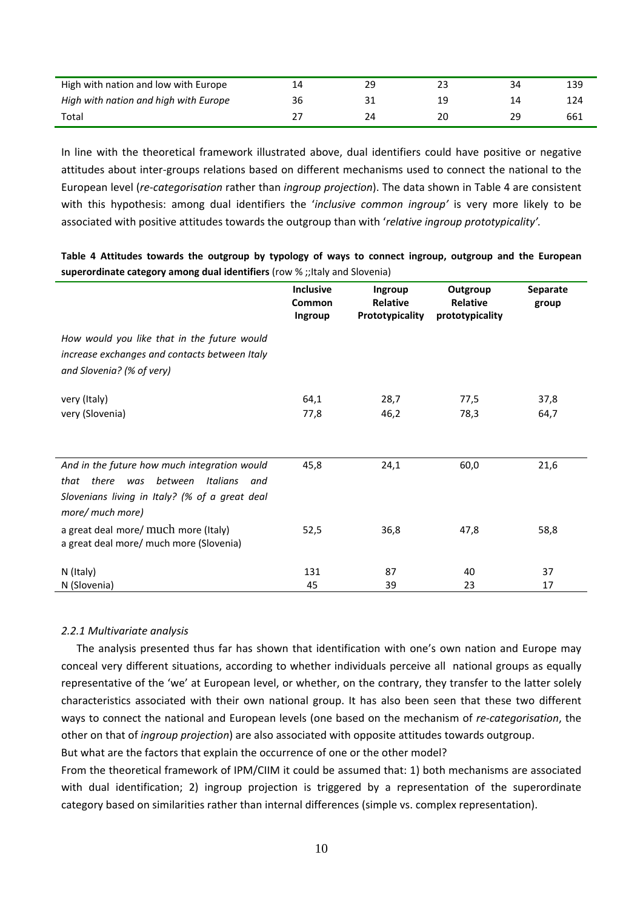| | | | | | |
|---|---|---|---|---|---|
| High with nation and low with Europe | 14 | 29 | 23 | 34 | 139 |
| *High with nation and high with Europe* | 36 | 31 | 19 | 14 | 124 |
| Total | 27 | 24 | 20 | 29 | 661 |

In line with the theoretical framework illustrated above, dual identifiers could have positive or negative attitudes about inter-groups relations based on different mechanisms used to connect the national to the European level (*re-categorisation* rather than *ingroup projection*). The data shown in Table 4 are consistent with this hypothesis: among dual identifiers the '*inclusive common ingroup'* is very more likely to be associated with positive attitudes towards the outgroup than with '*relative ingroup prototypicality'.*

**Table 4 Attitudes towards the outgroup by typology of ways to connect ingroup, outgroup and the European superordinate category among dual identifiers** (row % ;;Italy and Slovenia)

| | **Inclusive Common Ingroup** | **Ingroup Relative Prototypicality** | **Outgroup Relative prototypicality** | **Separate group** |
|---|---|---|---|---|
| *How would you like that in the future would increase exchanges and contacts between Italy and Slovenia? (% of very)* | | | | |
| very (Italy) | 64,1 | 28,7 | 77,5 | 37,8 |
| very (Slovenia) | 77,8 | 46,2 | 78,3 | 64,7 |
| *And in the future how much integration would that there was between Italians and Slovenians living in Italy? (% of a great deal more/ much more)* | 45,8 | 24,1 | 60,0 | 21,6 |
| a great deal more/ much more (Italy) | 52,5 | 36,8 | 47,8 | 58,8 |
| a great deal more/ much more (Slovenia) | | | | |
| N (Italy) | 131 | 87 | 40 | 37 |
| N (Slovenia) | 45 | 39 | 23 | 17 |

### *2.2.1 Multivariate analysis*

The analysis presented thus far has shown that identification with one's own nation and Europe may conceal very different situations, according to whether individuals perceive all national groups as equally representative of the 'we' at European level, or whether, on the contrary, they transfer to the latter solely characteristics associated with their own national group. It has also been seen that these two different ways to connect the national and European levels (one based on the mechanism of *re-categorisation*, the other on that of *ingroup projection*) are also associated with opposite attitudes towards outgroup.

But what are the factors that explain the occurrence of one or the other model?

From the theoretical framework of IPM/CIIM it could be assumed that: 1) both mechanisms are associated with dual identification; 2) ingroup projection is triggered by a representation of the superordinate category based on similarities rather than internal differences (simple vs. complex representation).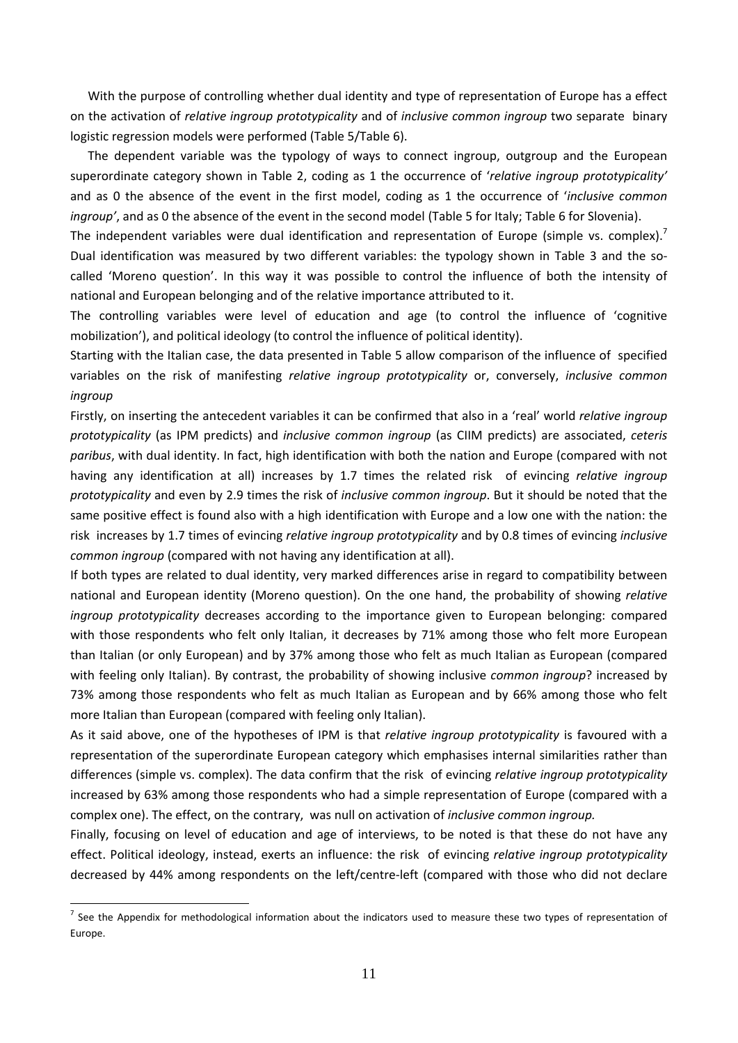With the purpose of controlling whether dual identity and type of representation of Europe has a effect on the activation of *relative ingroup prototypicality* and of *inclusive common ingroup* two separate binary logistic regression models were performed (Table 5/Table 6).

The dependent variable was the typology of ways to connect ingroup, outgroup and the European superordinate category shown in Table 2, coding as 1 the occurrence of '*relative ingroup prototypicality'* and as 0 the absence of the event in the first model, coding as 1 the occurrence of '*inclusive common ingroup'*, and as 0 the absence of the event in the second model (Table 5 for Italy; Table 6 for Slovenia).

The independent variables were dual identification and representation of Europe (simple vs. complex).[7] Dual identification was measured by two different variables: the typology shown in Table 3 and the so-called 'Moreno question'. In this way it was possible to control the influence of both the intensity of national and European belonging and of the relative importance attributed to it.

The controlling variables were level of education and age (to control the influence of 'cognitive mobilization'), and political ideology (to control the influence of political identity).

Starting with the Italian case, the data presented in Table 5 allow comparison of the influence of specified variables on the risk of manifesting *relative ingroup prototypicality* or, conversely, *inclusive common ingroup*

Firstly, on inserting the antecedent variables it can be confirmed that also in a 'real' world *relative ingroup prototypicality* (as IPM predicts) and *inclusive common ingroup* (as CIIM predicts) are associated, *ceteris paribus*, with dual identity. In fact, high identification with both the nation and Europe (compared with not having any identification at all) increases by 1.7 times the related risk of evincing *relative ingroup prototypicality* and even by 2.9 times the risk of *inclusive common ingroup*. But it should be noted that the same positive effect is found also with a high identification with Europe and a low one with the nation: the risk increases by 1.7 times of evincing *relative ingroup prototypicality* and by 0.8 times of evincing *inclusive common ingroup* (compared with not having any identification at all).

If both types are related to dual identity, very marked differences arise in regard to compatibility between national and European identity (Moreno question). On the one hand, the probability of showing *relative ingroup prototypicality* decreases according to the importance given to European belonging: compared with those respondents who felt only Italian, it decreases by 71% among those who felt more European than Italian (or only European) and by 37% among those who felt as much Italian as European (compared with feeling only Italian). By contrast, the probability of showing inclusive *common ingroup*? increased by 73% among those respondents who felt as much Italian as European and by 66% among those who felt more Italian than European (compared with feeling only Italian).

As it said above, one of the hypotheses of IPM is that *relative ingroup prototypicality* is favoured with a representation of the superordinate European category which emphasises internal similarities rather than differences (simple vs. complex). The data confirm that the risk of evincing *relative ingroup prototypicality* increased by 63% among those respondents who had a simple representation of Europe (compared with a complex one). The effect, on the contrary, was null on activation of *inclusive common ingroup.*

Finally, focusing on level of education and age of interviews, to be noted is that these do not have any effect. Political ideology, instead, exerts an influence: the risk of evincing *relative ingroup prototypicality* decreased by 44% among respondents on the left/centre-left (compared with those who did not declare

[7] See the Appendix for methodological information about the indicators used to measure these two types of representation of Europe.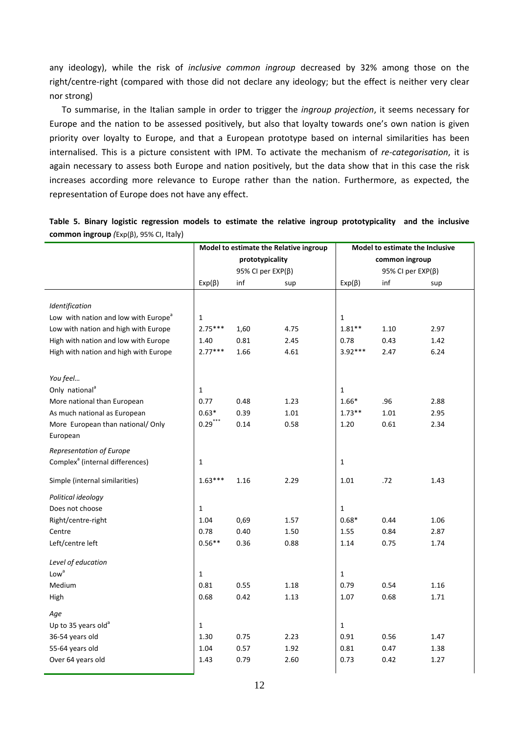any ideology), while the risk of *inclusive common ingroup* decreased by 32% among those on the right/centre-right (compared with those did not declare any ideology; but the effect is neither very clear nor strong)

To summarise, in the Italian sample in order to trigger the *ingroup projection*, it seems necessary for Europe and the nation to be assessed positively, but also that loyalty towards one's own nation is given priority over loyalty to Europe, and that a European prototype based on internal similarities has been internalised. This is a picture consistent with IPM. To activate the mechanism of *re-categorisation*, it is again necessary to assess both Europe and nation positively, but the data show that in this case the risk increases according more relevance to Europe rather than the nation. Furthermore, as expected, the representation of Europe does not have any effect.

**Table 5. Binary logistic regression models to estimate the relative ingroup prototypicality and the inclusive common ingroup** *(*Exp(β), 95% CI, Italy)

| | Model to estimate the Relative ingroup prototypicality | | | Model to estimate the Inclusive common ingroup | | |
|---|---|---|---|---|---|---|
| | | 95% CI per EXP(β) | | | 95% CI per EXP(β) | |
| | Exp(β) | inf | sup | Exp(β) | inf | sup |
| *Identification* | | | | | | |
| Low with nation and low with Europe[a] | 1 | | | 1 | | |
| Low with nation and high with Europe | 2.75*** | 1,60 | 4.75 | 1.81** | 1.10 | 2.97 |
| High with nation and low with Europe | 1.40 | 0.81 | 2.45 | 0.78 | 0.43 | 1.42 |
| High with nation and high with Europe | 2.77*** | 1.66 | 4.61 | 3.92*** | 2.47 | 6.24 |
| *You feel…* | | | | | | |
| Only national[a] | 1 | | | 1 | | |
| More national than European | 0.77 | 0.48 | 1.23 | 1.66* | .96 | 2.88 |
| As much national as European | 0.63* | 0.39 | 1.01 | 1.73** | 1.01 | 2.95 |
| More European than national/ Only European | 0.29*** | 0.14 | 0.58 | 1.20 | 0.61 | 2.34 |
| *Representation of Europe* | | | | | | |
| Complex[a] (internal differences) | 1 | | | 1 | | |
| Simple (internal similarities) | 1.63*** | 1.16 | 2.29 | 1.01 | .72 | 1.43 |
| *Political ideology* | | | | | | |
| Does not choose | 1 | | | 1 | | |
| Right/centre-right | 1.04 | 0,69 | 1.57 | 0.68* | 0.44 | 1.06 |
| Centre | 0.78 | 0.40 | 1.50 | 1.55 | 0.84 | 2.87 |
| Left/centre left | 0.56** | 0.36 | 0.88 | 1.14 | 0.75 | 1.74 |
| *Level of education* | | | | | | |
| Low[a] | 1 | | | 1 | | |
| Medium | 0.81 | 0.55 | 1.18 | 0.79 | 0.54 | 1.16 |
| High | 0.68 | 0.42 | 1.13 | 1.07 | 0.68 | 1.71 |
| *Age* | | | | | | |
| Up to 35 years old[a] | 1 | | | 1 | | |
| 36-54 years old | 1.30 | 0.75 | 2.23 | 0.91 | 0.56 | 1.47 |
| 55-64 years old | 1.04 | 0.57 | 1.92 | 0.81 | 0.47 | 1.38 |
| Over 64 years old | 1.43 | 0.79 | 2.60 | 0.73 | 0.42 | 1.27 |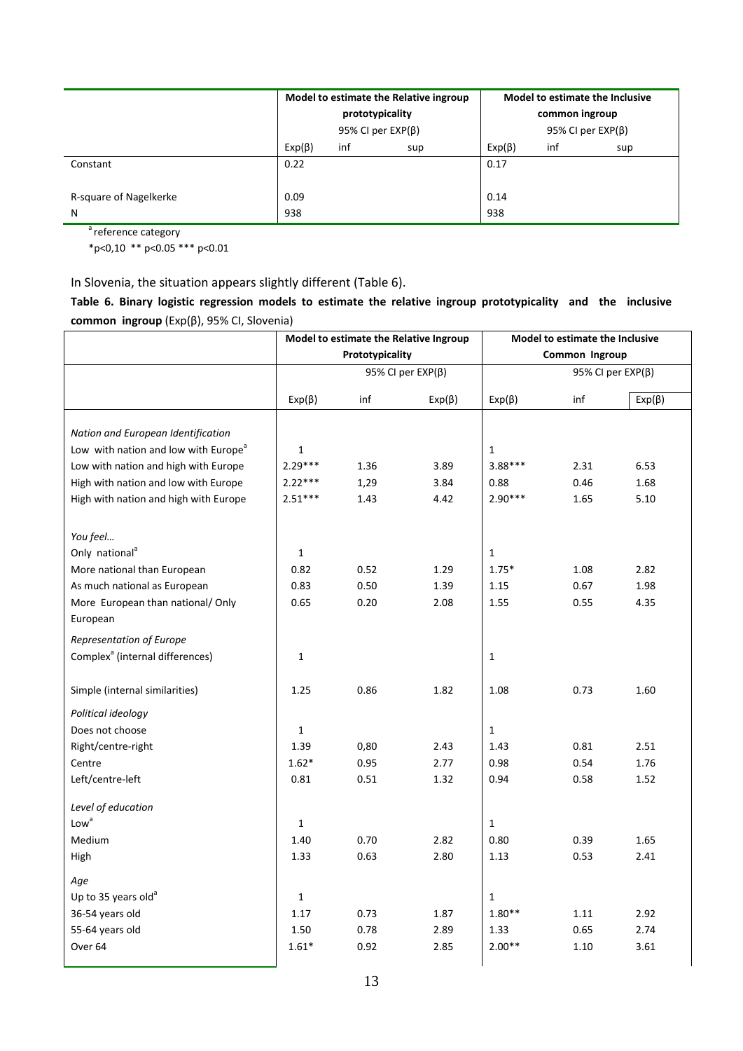| | Model to estimate the Relative ingroup prototypicality | | | Model to estimate the Inclusive common ingroup | | |
|---|---|---|---|---|---|---|
| | | 95% CI per EXP(β) | | | 95% CI per EXP(β) | |
| | Exp(β) | inf | sup | Exp(β) | inf | sup |
| Constant | 0.22 | | | 0.17 | | |
| R-square of Nagelkerke | 0.09 | | | 0.14 | | |
| N | 938 | | | 938 | | |

[a] reference category

*p<0,10 ** p<0.05 *** p<0.01

In Slovenia, the situation appears slightly different (Table 6).

**Table 6. Binary logistic regression models to estimate the relative ingroup prototypicality and the inclusive common ingroup** (Exp(β), 95% CI, Slovenia)

| | Model to estimate the Relative Ingroup Prototypicality | | | Model to estimate the Inclusive Common Ingroup | | |
|---|---|---|---|---|---|---|
| | | 95% CI per EXP(β) | | | 95% CI per EXP(β) | |
| | Exp(β) | inf | Exp(β) | Exp(β) | inf | Exp(β) |
| *Nation and European Identification* | | | | | | |
| Low with nation and low with Europe[a] | 1 | | | 1 | | |
| Low with nation and high with Europe | 2.29*** | 1.36 | 3.89 | 3.88*** | 2.31 | 6.53 |
| High with nation and low with Europe | 2.22*** | 1,29 | 3.84 | 0.88 | 0.46 | 1.68 |
| High with nation and high with Europe | 2.51*** | 1.43 | 4.42 | 2.90*** | 1.65 | 5.10 |
| *You feel…* | | | | | | |
| Only national[a] | 1 | | | 1 | | |
| More national than European | 0.82 | 0.52 | 1.29 | 1.75* | 1.08 | 2.82 |
| As much national as European | 0.83 | 0.50 | 1.39 | 1.15 | 0.67 | 1.98 |
| More European than national/ Only European | 0.65 | 0.20 | 2.08 | 1.55 | 0.55 | 4.35 |
| *Representation of Europe* | | | | | | |
| Complex[a] (internal differences) | 1 | | | 1 | | |
| Simple (internal similarities) | 1.25 | 0.86 | 1.82 | 1.08 | 0.73 | 1.60 |
| *Political ideology* | | | | | | |
| Does not choose | 1 | | | 1 | | |
| Right/centre-right | 1.39 | 0,80 | 2.43 | 1.43 | 0.81 | 2.51 |
| Centre | 1.62* | 0.95 | 2.77 | 0.98 | 0.54 | 1.76 |
| Left/centre-left | 0.81 | 0.51 | 1.32 | 0.94 | 0.58 | 1.52 |
| *Level of education* | | | | | | |
| Low[a] | 1 | | | 1 | | |
| Medium | 1.40 | 0.70 | 2.82 | 0.80 | 0.39 | 1.65 |
| High | 1.33 | 0.63 | 2.80 | 1.13 | 0.53 | 2.41 |
| *Age* | | | | | | |
| Up to 35 years old[a] | 1 | | | 1 | | |
| 36-54 years old | 1.17 | 0.73 | 1.87 | 1.80** | 1.11 | 2.92 |
| 55-64 years old | 1.50 | 0.78 | 2.89 | 1.33 | 0.65 | 2.74 |
| Over 64 | 1.61* | 0.92 | 2.85 | 2.00** | 1.10 | 3.61 |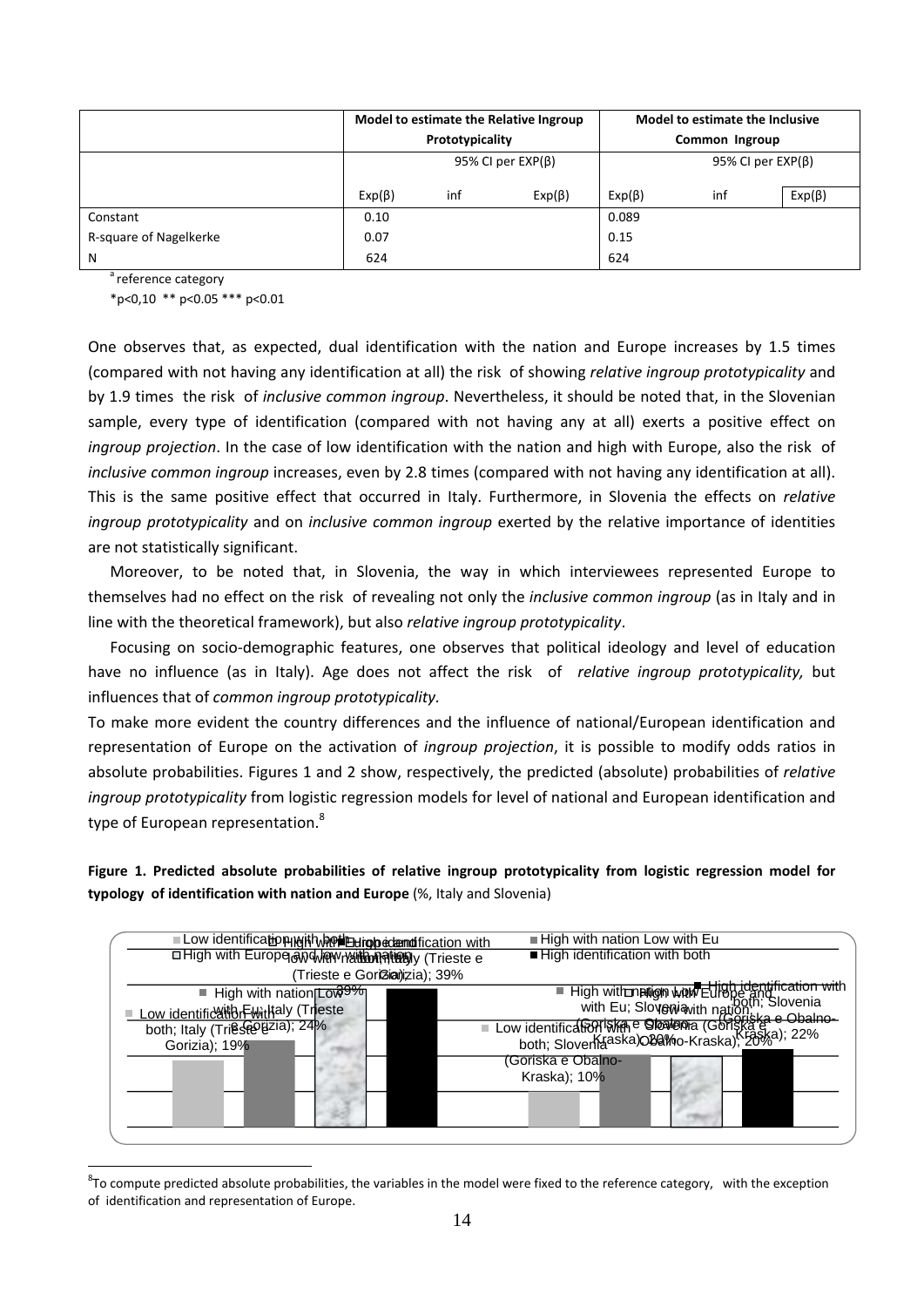| | Model to estimate the Relative Ingroup Prototypicality | | | Model to estimate the Inclusive Common Ingroup | | |
|---|---|---|---|---|---|---|
| | | 95% CI per EXP(β) | | | 95% CI per EXP(β) | |
| | Exp(β) | inf | Exp(β) | Exp(β) | inf | Exp(β) |
| Constant | 0.10 | | | 0.089 | | |
| R-square of Nagelkerke | 0.07 | | | 0.15 | | |
| N | 624 | | | 624 | | |

[a] reference category

*p<0,10 ** p<0.05 *** p<0.01

One observes that, as expected, dual identification with the nation and Europe increases by 1.5 times (compared with not having any identification at all) the risk of showing *relative ingroup prototypicality* and by 1.9 times the risk of *inclusive common ingroup*. Nevertheless, it should be noted that, in the Slovenian sample, every type of identification (compared with not having any at all) exerts a positive effect on *ingroup projection*. In the case of low identification with the nation and high with Europe, also the risk of *inclusive common ingroup* increases, even by 2.8 times (compared with not having any identification at all). This is the same positive effect that occurred in Italy. Furthermore, in Slovenia the effects on *relative ingroup prototypicality* and on *inclusive common ingroup* exerted by the relative importance of identities are not statistically significant.

Moreover, to be noted that, in Slovenia, the way in which interviewees represented Europe to themselves had no effect on the risk of revealing not only the *inclusive common ingroup* (as in Italy and in line with the theoretical framework), but also *relative ingroup prototypicality*.

Focusing on socio-demographic features, one observes that political ideology and level of education have no influence (as in Italy). Age does not affect the risk of *relative ingroup prototypicality,* but influences that of *common ingroup prototypicality.*

To make more evident the country differences and the influence of national/European identification and representation of Europe on the activation of *ingroup projection*, it is possible to modify odds ratios in absolute probabilities. Figures 1 and 2 show, respectively, the predicted (absolute) probabilities of *relative ingroup prototypicality* from logistic regression models for level of national and European identification and type of European representation.[8]

**Figure 1. Predicted absolute probabilities of relative ingroup prototypicality from logistic regression model for typology of identification with nation and Europe** (%, Italy and Slovenia)

Legend: Low identification with both; High with nation Low with Eu; High with Europe and low with nation; High identification with both

| | Low identification with both | High with nation Low with Eu | High with Europe and low with nation | High identification with both |
|---|---|---|---|---|
| Italy (Trieste e Gorizia) | 19% | 24% | 39% | 39% |
| Slovenia (Goriska e Obalno-Kraska) | 10% | 20% | 20% | 22% |

[8] To compute predicted absolute probabilities, the variables in the model were fixed to the reference category, with the exception of identification and representation of Europe.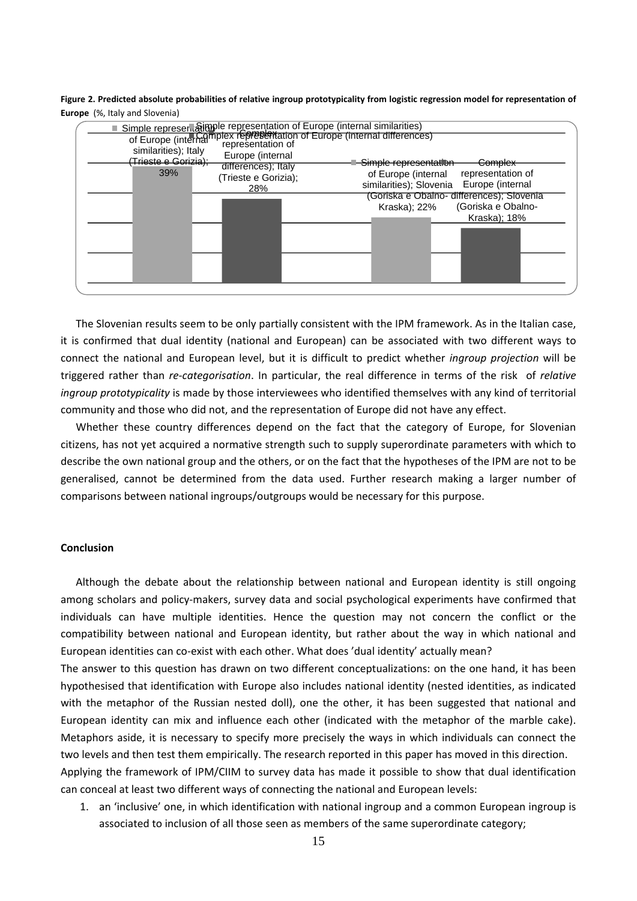**Figure 2. Predicted absolute probabilities of relative ingroup prototypicality from logistic regression model for representation of Europe** (%, Italy and Slovenia)

| | Simple representation of Europe (internal similarities) | Complex representation of Europe (internal differences) |
|---|---|---|
| Italy (Trieste e Gorizia) | 39% | 28% |
| Slovenia (Goriska e Obalno-Kraska) | 22% | 18% |

The Slovenian results seem to be only partially consistent with the IPM framework. As in the Italian case, it is confirmed that dual identity (national and European) can be associated with two different ways to connect the national and European level, but it is difficult to predict whether *ingroup projection* will be triggered rather than *re-categorisation*. In particular, the real difference in terms of the risk of *relative ingroup prototypicality* is made by those interviewees who identified themselves with any kind of territorial community and those who did not, and the representation of Europe did not have any effect.

Whether these country differences depend on the fact that the category of Europe, for Slovenian citizens, has not yet acquired a normative strength such to supply superordinate parameters with which to describe the own national group and the others, or on the fact that the hypotheses of the IPM are not to be generalised, cannot be determined from the data used. Further research making a larger number of comparisons between national ingroups/outgroups would be necessary for this purpose.

**Conclusion**

Although the debate about the relationship between national and European identity is still ongoing among scholars and policy-makers, survey data and social psychological experiments have confirmed that individuals can have multiple identities. Hence the question may not concern the conflict or the compatibility between national and European identity, but rather about the way in which national and European identities can co-exist with each other. What does 'dual identity' actually mean?

The answer to this question has drawn on two different conceptualizations: on the one hand, it has been hypothesised that identification with Europe also includes national identity (nested identities, as indicated with the metaphor of the Russian nested doll), one the other, it has been suggested that national and European identity can mix and influence each other (indicated with the metaphor of the marble cake). Metaphors aside, it is necessary to specify more precisely the ways in which individuals can connect the two levels and then test them empirically. The research reported in this paper has moved in this direction.

Applying the framework of IPM/CIIM to survey data has made it possible to show that dual identification can conceal at least two different ways of connecting the national and European levels:

1. an 'inclusive' one, in which identification with national ingroup and a common European ingroup is associated to inclusion of all those seen as members of the same superordinate category;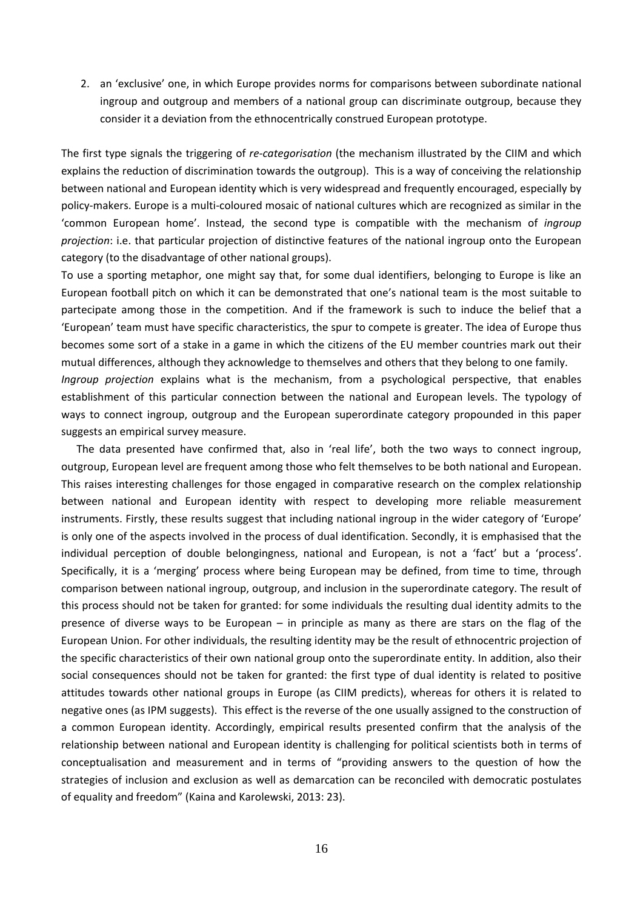2. an 'exclusive' one, in which Europe provides norms for comparisons between subordinate national ingroup and outgroup and members of a national group can discriminate outgroup, because they consider it a deviation from the ethnocentrically construed European prototype.

The first type signals the triggering of *re-categorisation* (the mechanism illustrated by the CIIM and which explains the reduction of discrimination towards the outgroup). This is a way of conceiving the relationship between national and European identity which is very widespread and frequently encouraged, especially by policy-makers. Europe is a multi-coloured mosaic of national cultures which are recognized as similar in the 'common European home'. Instead, the second type is compatible with the mechanism of *ingroup projection*: i.e. that particular projection of distinctive features of the national ingroup onto the European category (to the disadvantage of other national groups).

To use a sporting metaphor, one might say that, for some dual identifiers, belonging to Europe is like an European football pitch on which it can be demonstrated that one's national team is the most suitable to partecipate among those in the competition. And if the framework is such to induce the belief that a 'European' team must have specific characteristics, the spur to compete is greater. The idea of Europe thus becomes some sort of a stake in a game in which the citizens of the EU member countries mark out their mutual differences, although they acknowledge to themselves and others that they belong to one family.

*Ingroup projection* explains what is the mechanism, from a psychological perspective, that enables establishment of this particular connection between the national and European levels. The typology of ways to connect ingroup, outgroup and the European superordinate category propounded in this paper suggests an empirical survey measure.

The data presented have confirmed that, also in 'real life', both the two ways to connect ingroup, outgroup, European level are frequent among those who felt themselves to be both national and European. This raises interesting challenges for those engaged in comparative research on the complex relationship between national and European identity with respect to developing more reliable measurement instruments. Firstly, these results suggest that including national ingroup in the wider category of 'Europe' is only one of the aspects involved in the process of dual identification. Secondly, it is emphasised that the individual perception of double belongingness, national and European, is not a 'fact' but a 'process'. Specifically, it is a 'merging' process where being European may be defined, from time to time, through comparison between national ingroup, outgroup, and inclusion in the superordinate category. The result of this process should not be taken for granted: for some individuals the resulting dual identity admits to the presence of diverse ways to be European – in principle as many as there are stars on the flag of the European Union. For other individuals, the resulting identity may be the result of ethnocentric projection of the specific characteristics of their own national group onto the superordinate entity. In addition, also their social consequences should not be taken for granted: the first type of dual identity is related to positive attitudes towards other national groups in Europe (as CIIM predicts), whereas for others it is related to negative ones (as IPM suggests). This effect is the reverse of the one usually assigned to the construction of a common European identity. Accordingly, empirical results presented confirm that the analysis of the relationship between national and European identity is challenging for political scientists both in terms of conceptualisation and measurement and in terms of "providing answers to the question of how the strategies of inclusion and exclusion as well as demarcation can be reconciled with democratic postulates of equality and freedom" (Kaina and Karolewski, 2013: 23).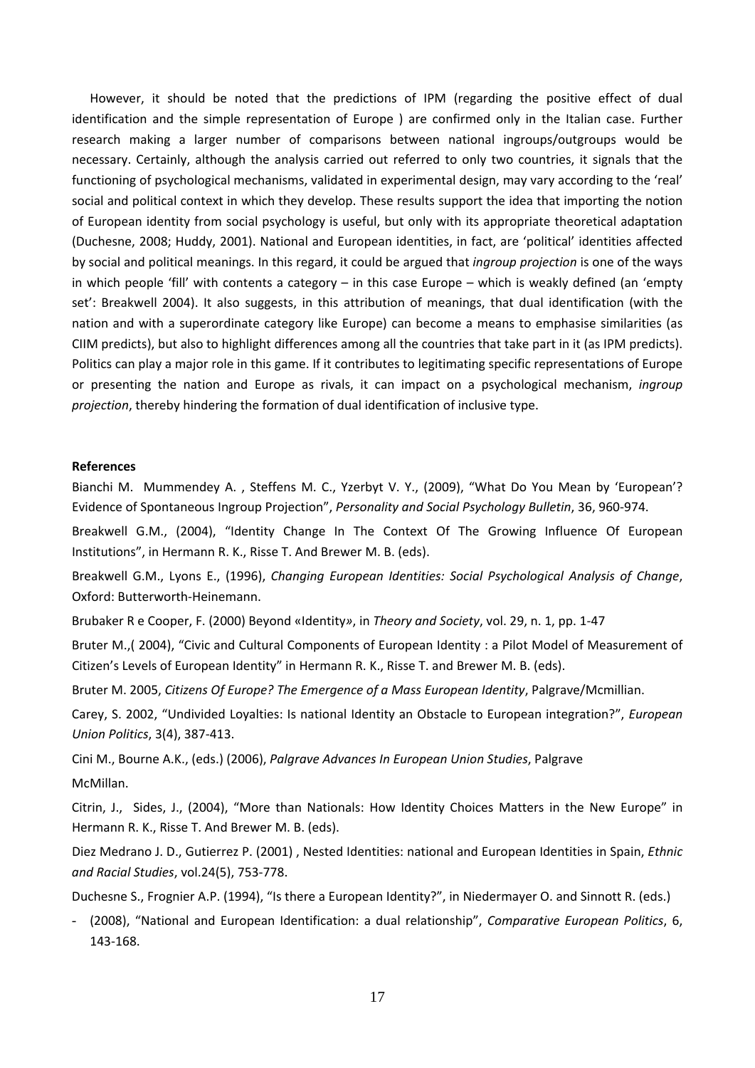However, it should be noted that the predictions of IPM (regarding the positive effect of dual identification and the simple representation of Europe ) are confirmed only in the Italian case. Further research making a larger number of comparisons between national ingroups/outgroups would be necessary. Certainly, although the analysis carried out referred to only two countries, it signals that the functioning of psychological mechanisms, validated in experimental design, may vary according to the 'real' social and political context in which they develop. These results support the idea that importing the notion of European identity from social psychology is useful, but only with its appropriate theoretical adaptation (Duchesne, 2008; Huddy, 2001). National and European identities, in fact, are 'political' identities affected by social and political meanings. In this regard, it could be argued that *ingroup projection* is one of the ways in which people 'fill' with contents a category – in this case Europe – which is weakly defined (an 'empty set': Breakwell 2004). It also suggests, in this attribution of meanings, that dual identification (with the nation and with a superordinate category like Europe) can become a means to emphasise similarities (as CIIM predicts), but also to highlight differences among all the countries that take part in it (as IPM predicts). Politics can play a major role in this game. If it contributes to legitimating specific representations of Europe or presenting the nation and Europe as rivals, it can impact on a psychological mechanism, *ingroup projection*, thereby hindering the formation of dual identification of inclusive type.

**References**

Bianchi M. Mummendey A. , Steffens M. C., Yzerbyt V. Y., (2009), "What Do You Mean by 'European'? Evidence of Spontaneous Ingroup Projection", *Personality and Social Psychology Bulletin*, 36, 960-974.

Breakwell G.M., (2004), "Identity Change In The Context Of The Growing Influence Of European Institutions", in Hermann R. K., Risse T. And Brewer M. B. (eds).

Breakwell G.M., Lyons E., (1996), *Changing European Identities: Social Psychological Analysis of Change*, Oxford: Butterworth-Heinemann.

Brubaker R e Cooper, F. (2000) Beyond «Identity», in *Theory and Society*, vol. 29, n. 1, pp. 1-47

Bruter M.,( 2004), "Civic and Cultural Components of European Identity : a Pilot Model of Measurement of Citizen's Levels of European Identity" in Hermann R. K., Risse T. and Brewer M. B. (eds).

Bruter M. 2005, *Citizens Of Europe? The Emergence of a Mass European Identity*, Palgrave/Mcmillian.

Carey, S. 2002, "Undivided Loyalties: Is national Identity an Obstacle to European integration?", *European Union Politics*, 3(4), 387-413.

Cini M., Bourne A.K., (eds.) (2006), *Palgrave Advances In European Union Studies*, Palgrave McMillan.

Citrin, J., Sides, J., (2004), "More than Nationals: How Identity Choices Matters in the New Europe" in Hermann R. K., Risse T. And Brewer M. B. (eds).

Diez Medrano J. D., Gutierrez P. (2001) , Nested Identities: national and European Identities in Spain, *Ethnic and Racial Studies*, vol.24(5), 753-778.

Duchesne S., Frognier A.P. (1994), "Is there a European Identity?", in Niedermayer O. and Sinnott R. (eds.)

- (2008), "National and European Identification: a dual relationship", *Comparative European Politics*, 6, 143-168.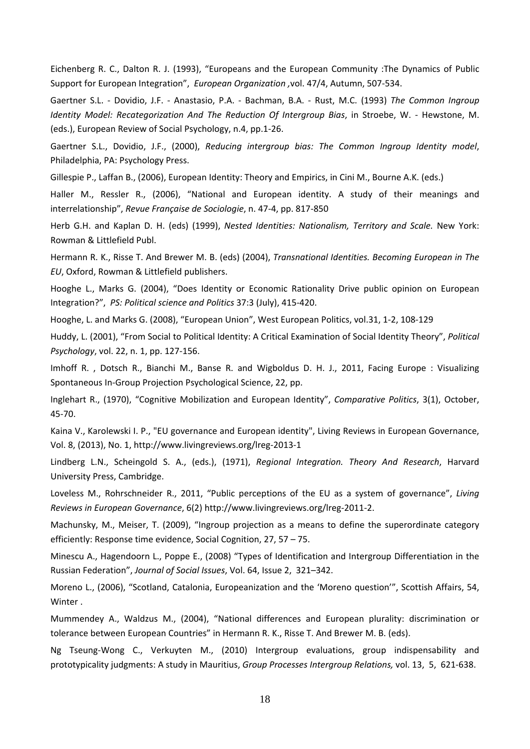Eichenberg R. C., Dalton R. J. (1993), "Europeans and the European Community :The Dynamics of Public Support for European Integration", *European Organization* ,vol. 47/4, Autumn, 507-534.

Gaertner S.L. - Dovidio, J.F. - Anastasio, P.A. - Bachman, B.A. - Rust, M.C. (1993) *The Common Ingroup Identity Model: Recategorization And The Reduction Of Intergroup Bias*, in Stroebe, W. - Hewstone, M. (eds.), European Review of Social Psychology, n.4, pp.1-26.

Gaertner S.L., Dovidio, J.F., (2000), *Reducing intergroup bias: The Common Ingroup Identity model*, Philadelphia, PA: Psychology Press.

Gillespie P., Laffan B., (2006), European Identity: Theory and Empirics, in Cini M., Bourne A.K. (eds.)

Haller M., Ressler R., (2006), "National and European identity. A study of their meanings and interrelationship", *Revue Française de Sociologie*, n. 47-4, pp. 817-850

Herb G.H. and Kaplan D. H. (eds) (1999), *Nested Identities: Nationalism, Territory and Scale.* New York: Rowman & Littlefield Publ.

Hermann R. K., Risse T. And Brewer M. B. (eds) (2004), *Transnational Identities. Becoming European in The EU*, Oxford, Rowman & Littlefield publishers.

Hooghe L., Marks G. (2004), "Does Identity or Economic Rationality Drive public opinion on European Integration?", *PS: Political science and Politics* 37:3 (July), 415-420.

Hooghe, L. and Marks G. (2008), "European Union", West European Politics, vol.31, 1-2, 108-129

Huddy, L. (2001), "From Social to Political Identity: A Critical Examination of Social Identity Theory", *Political Psychology*, vol. 22, n. 1, pp. 127-156.

Imhoff R. , Dotsch R., Bianchi M., Banse R. and Wigboldus D. H. J., 2011, Facing Europe : Visualizing Spontaneous In-Group Projection Psychological Science, 22, pp.

Inglehart R., (1970), "Cognitive Mobilization and European Identity", *Comparative Politics*, 3(1), October, 45-70.

Kaina V., Karolewski I. P., "EU governance and European identity", Living Reviews in European Governance, Vol. 8, (2013), No. 1, http://www.livingreviews.org/lreg-2013-1

Lindberg L.N., Scheingold S. A., (eds.), (1971), *Regional Integration. Theory And Research*, Harvard University Press, Cambridge.

Loveless M., Rohrschneider R., 2011, "Public perceptions of the EU as a system of governance", *Living Reviews in European Governance*, 6(2) http://www.livingreviews.org/lreg-2011-2.

Machunsky, M., Meiser, T. (2009), "Ingroup projection as a means to define the superordinate category efficiently: Response time evidence, Social Cognition, 27, 57 – 75.

Minescu A., Hagendoorn L., Poppe E., (2008) "Types of Identification and Intergroup Differentiation in the Russian Federation", *Journal of Social Issues*, Vol. 64, Issue 2, 321–342.

Moreno L., (2006), "Scotland, Catalonia, Europeanization and the 'Moreno question'", Scottish Affairs, 54, Winter .

Mummendey A., Waldzus M., (2004), "National differences and European plurality: discrimination or tolerance between European Countries" in Hermann R. K., Risse T. And Brewer M. B. (eds).

Ng Tseung-Wong C., Verkuyten M., (2010) Intergroup evaluations, group indispensability and prototypicality judgments: A study in Mauritius, *Group Processes Intergroup Relations,* vol. 13, 5, 621-638.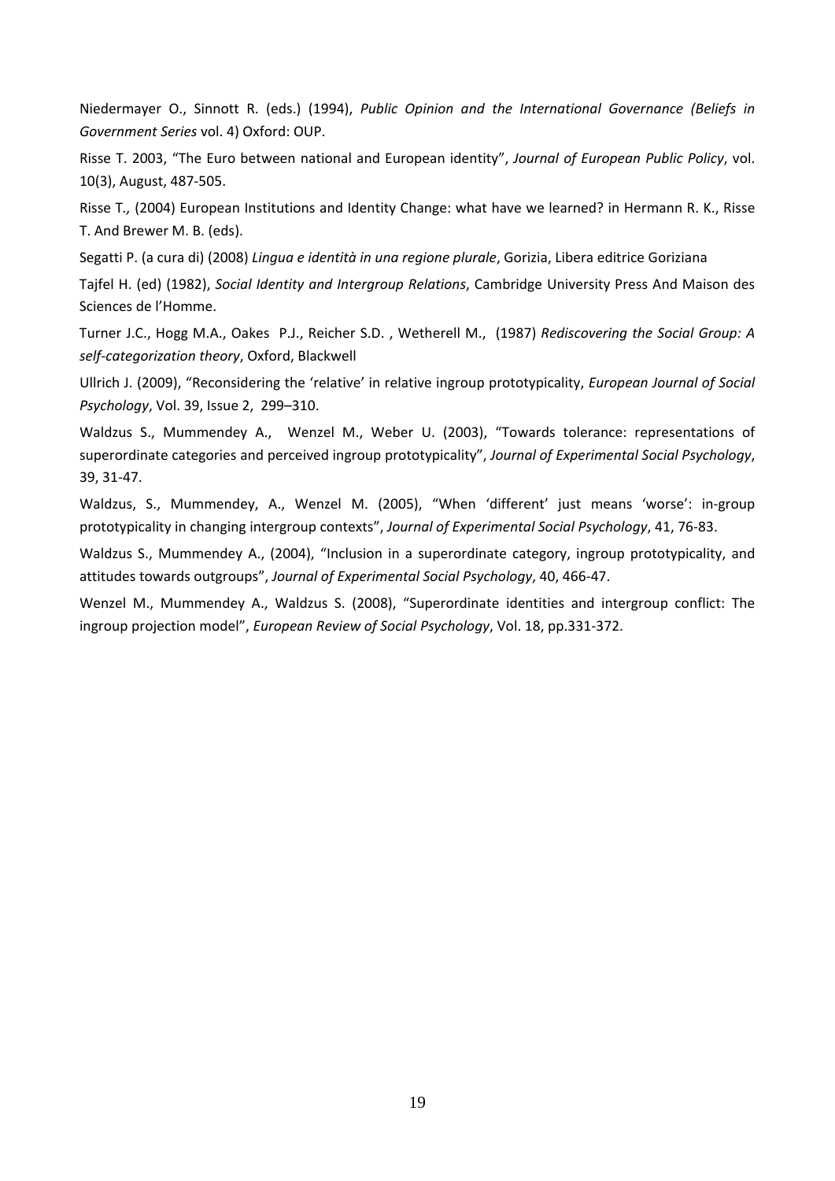Niedermayer O., Sinnott R. (eds.) (1994), *Public Opinion and the International Governance (Beliefs in Government Series* vol. 4) Oxford: OUP.

Risse T. 2003, "The Euro between national and European identity", *Journal of European Public Policy*, vol. 10(3), August, 487-505.

Risse T*.,* (2004) European Institutions and Identity Change: what have we learned? in Hermann R. K., Risse T. And Brewer M. B. (eds).

Segatti P. (a cura di) (2008) *Lingua e identità in una regione plurale*, Gorizia, Libera editrice Goriziana

Tajfel H. (ed) (1982), *Social Identity and Intergroup Relations*, Cambridge University Press And Maison des Sciences de l'Homme.

Turner J.C., Hogg M.A., Oakes P.J., Reicher S.D. , Wetherell M., (1987) *Rediscovering the Social Group: A self-categorization theory*, Oxford, Blackwell

Ullrich J. (2009), "Reconsidering the 'relative' in relative ingroup prototypicality, *European Journal of Social Psychology*, Vol. 39, Issue 2, 299–310.

Waldzus S., Mummendey A., Wenzel M., Weber U. (2003), "Towards tolerance: representations of superordinate categories and perceived ingroup prototypicality", *Journal of Experimental Social Psychology*, 39, 31-47.

Waldzus, S., Mummendey, A., Wenzel M. (2005), "When 'different' just means 'worse': in-group prototypicality in changing intergroup contexts", *Journal of Experimental Social Psychology*, 41, 76-83.

Waldzus S., Mummendey A., (2004), "Inclusion in a superordinate category, ingroup prototypicality, and attitudes towards outgroups", *Journal of Experimental Social Psychology*, 40, 466-47.

Wenzel M., Mummendey A., Waldzus S. (2008), "Superordinate identities and intergroup conflict: The ingroup projection model", *European Review of Social Psychology*, Vol. 18, pp.331-372.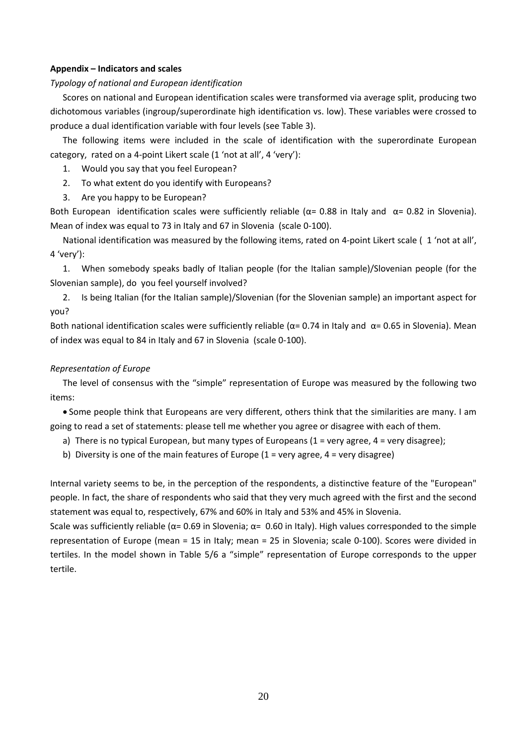**Appendix – Indicators and scales**

*Typology of national and European identification*

Scores on national and European identification scales were transformed via average split, producing two dichotomous variables (ingroup/superordinate high identification vs. low). These variables were crossed to produce a dual identification variable with four levels (see Table 3).

The following items were included in the scale of identification with the superordinate European category, rated on a 4-point Likert scale (1 'not at all', 4 'very'):

1. Would you say that you feel European?
2. To what extent do you identify with Europeans?
3. Are you happy to be European?

Both European identification scales were sufficiently reliable (α= 0.88 in Italy and α= 0.82 in Slovenia). Mean of index was equal to 73 in Italy and 67 in Slovenia (scale 0-100).

National identification was measured by the following items, rated on 4-point Likert scale ( 1 'not at all', 4 'very'):

1. When somebody speaks badly of Italian people (for the Italian sample)/Slovenian people (for the Slovenian sample), do you feel yourself involved?
2. Is being Italian (for the Italian sample)/Slovenian (for the Slovenian sample) an important aspect for you?

Both national identification scales were sufficiently reliable (α= 0.74 in Italy and α= 0.65 in Slovenia). Mean of index was equal to 84 in Italy and 67 in Slovenia (scale 0-100).

*Representation of Europe*

The level of consensus with the "simple" representation of Europe was measured by the following two items:

- Some people think that Europeans are very different, others think that the similarities are many. I am going to read a set of statements: please tell me whether you agree or disagree with each of them.

a) There is no typical European, but many types of Europeans (1 = very agree, 4 = very disagree);

b) Diversity is one of the main features of Europe (1 = very agree, 4 = very disagree)

Internal variety seems to be, in the perception of the respondents, a distinctive feature of the "European" people. In fact, the share of respondents who said that they very much agreed with the first and the second statement was equal to, respectively, 67% and 60% in Italy and 53% and 45% in Slovenia.

Scale was sufficiently reliable (α= 0.69 in Slovenia; α= 0.60 in Italy). High values corresponded to the simple representation of Europe (mean = 15 in Italy; mean = 25 in Slovenia; scale 0-100). Scores were divided in tertiles. In the model shown in Table 5/6 a "simple" representation of Europe corresponds to the upper tertile.